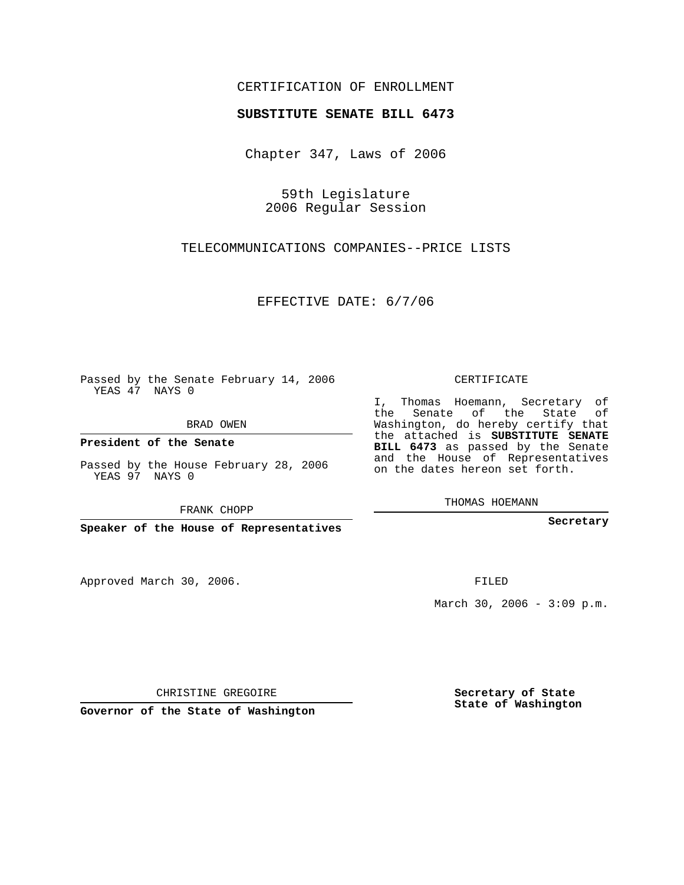CERTIFICATION OF ENROLLMENT

**SUBSTITUTE SENATE BILL 6473**

Chapter 347, Laws of 2006

59th Legislature
2006 Regular Session

TELECOMMUNICATIONS COMPANIES--PRICE LISTS

EFFECTIVE DATE: 6/7/06

Passed by the Senate February 14, 2006
YEAS 47 NAYS 0

BRAD OWEN

**President of the Senate**

Passed by the House February 28, 2006
YEAS 97 NAYS 0

FRANK CHOPP

**Speaker of the House of Representatives**

CERTIFICATE

I, Thomas Hoemann, Secretary of the Senate of the State of Washington, do hereby certify that the attached is **SUBSTITUTE SENATE BILL 6473** as passed by the Senate and the House of Representatives on the dates hereon set forth.

THOMAS HOEMANN

**Secretary**

Approved March 30, 2006.

FILED

March 30, 2006 - 3:09 p.m.

CHRISTINE GREGOIRE

**Governor of the State of Washington**

**Secretary of State**
**State of Washington**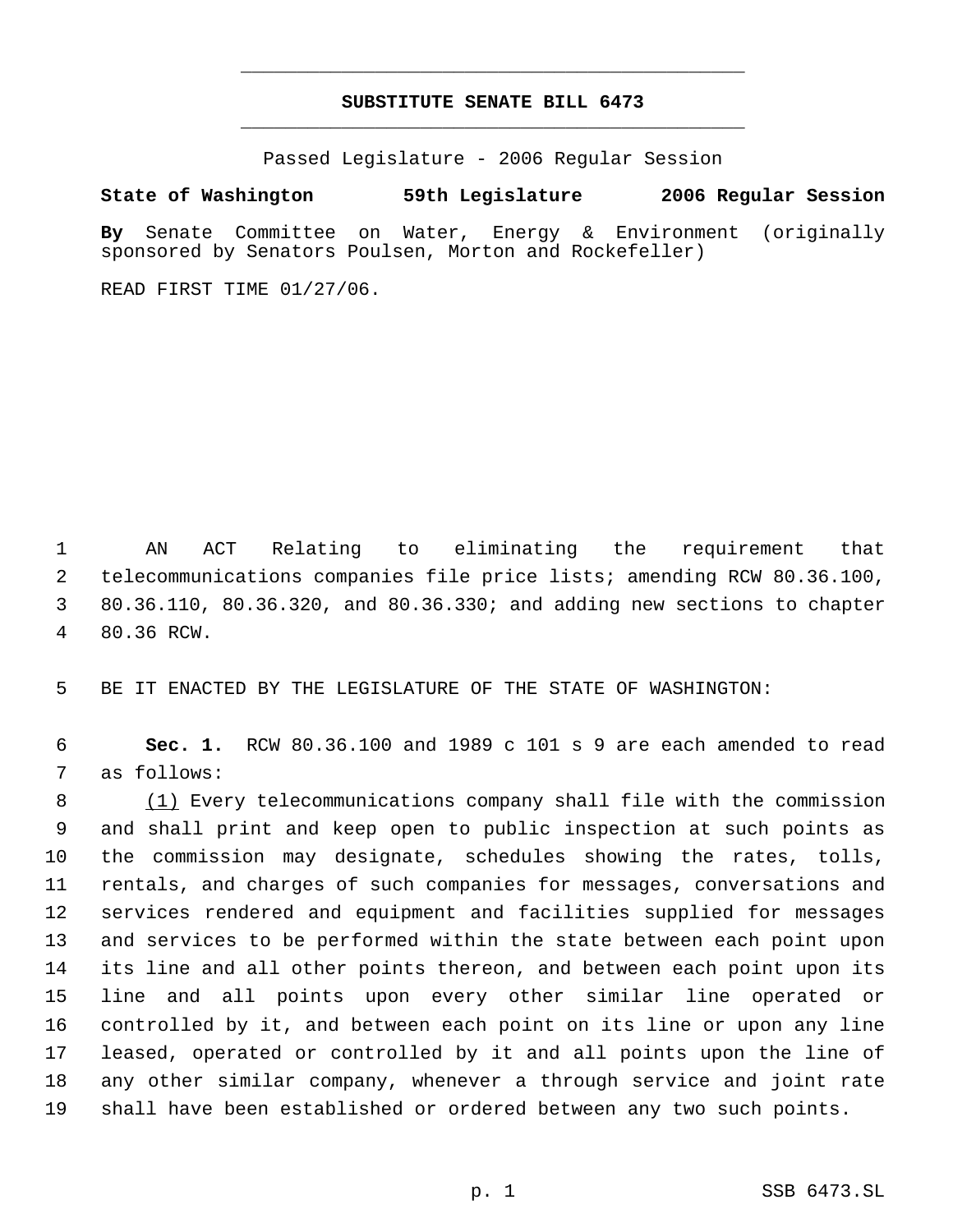# SUBSTITUTE SENATE BILL 6473

Passed Legislature - 2006 Regular Session

**State of Washington 59th Legislature 2006 Regular Session**

**By** Senate Committee on Water, Energy & Environment (originally sponsored by Senators Poulsen, Morton and Rockefeller)

READ FIRST TIME 01/27/06.

1 AN ACT Relating to eliminating the requirement that
2 telecommunications companies file price lists; amending RCW 80.36.100,
3 80.36.110, 80.36.320, and 80.36.330; and adding new sections to chapter
4 80.36 RCW.

5 BE IT ENACTED BY THE LEGISLATURE OF THE STATE OF WASHINGTON:

6 **Sec. 1.** RCW 80.36.100 and 1989 c 101 s 9 are each amended to read
7 as follows:

8 (1) Every telecommunications company shall file with the commission
9 and shall print and keep open to public inspection at such points as
10 the commission may designate, schedules showing the rates, tolls,
11 rentals, and charges of such companies for messages, conversations and
12 services rendered and equipment and facilities supplied for messages
13 and services to be performed within the state between each point upon
14 its line and all other points thereon, and between each point upon its
15 line and all points upon every other similar line operated or
16 controlled by it, and between each point on its line or upon any line
17 leased, operated or controlled by it and all points upon the line of
18 any other similar company, whenever a through service and joint rate
19 shall have been established or ordered between any two such points.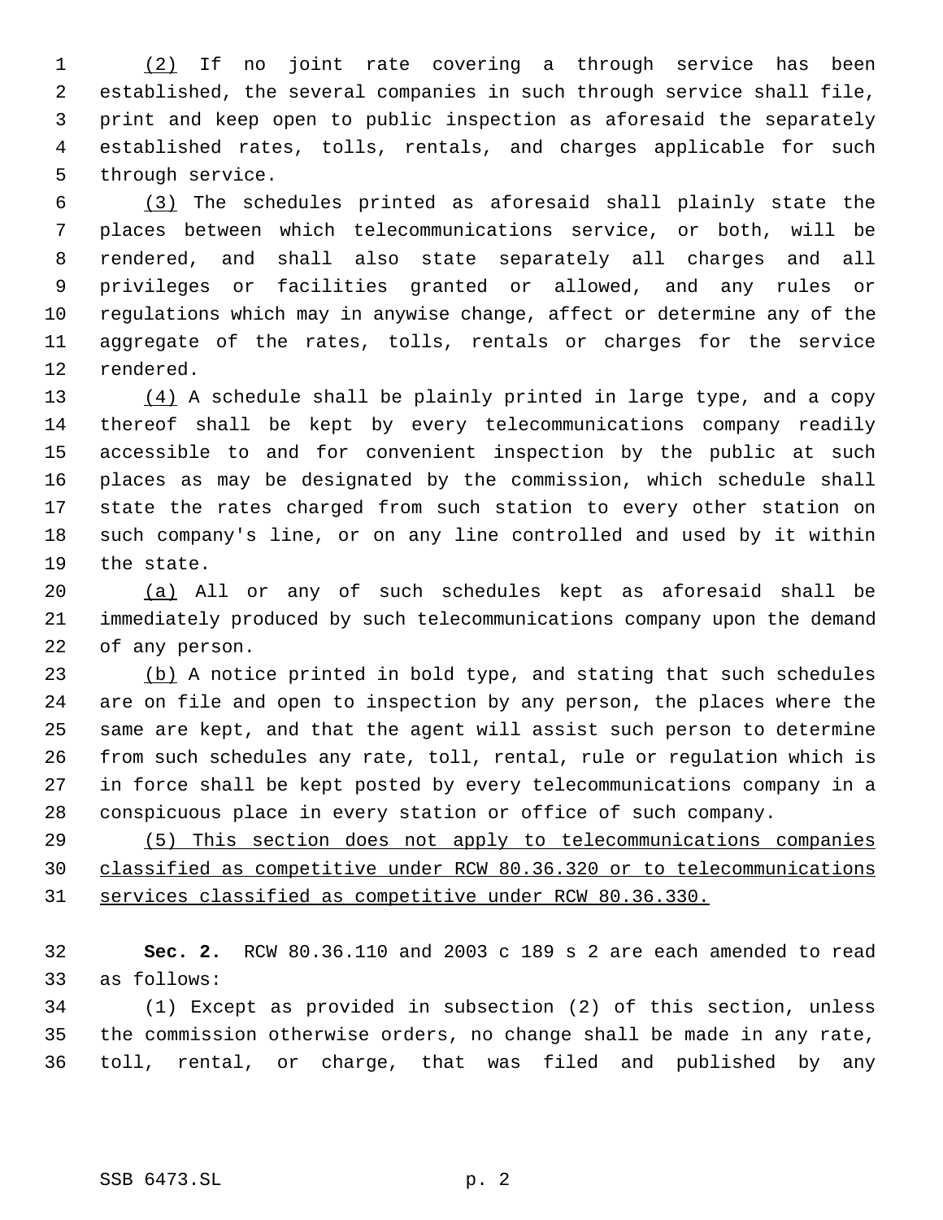(2) If no joint rate covering a through service has been established, the several companies in such through service shall file, print and keep open to public inspection as aforesaid the separately established rates, tolls, rentals, and charges applicable for such through service.

(3) The schedules printed as aforesaid shall plainly state the places between which telecommunications service, or both, will be rendered, and shall also state separately all charges and all privileges or facilities granted or allowed, and any rules or regulations which may in anywise change, affect or determine any of the aggregate of the rates, tolls, rentals or charges for the service rendered.

(4) A schedule shall be plainly printed in large type, and a copy thereof shall be kept by every telecommunications company readily accessible to and for convenient inspection by the public at such places as may be designated by the commission, which schedule shall state the rates charged from such station to every other station on such company's line, or on any line controlled and used by it within the state.

(a) All or any of such schedules kept as aforesaid shall be immediately produced by such telecommunications company upon the demand of any person.

(b) A notice printed in bold type, and stating that such schedules are on file and open to inspection by any person, the places where the same are kept, and that the agent will assist such person to determine from such schedules any rate, toll, rental, rule or regulation which is in force shall be kept posted by every telecommunications company in a conspicuous place in every station or office of such company.

(5) This section does not apply to telecommunications companies classified as competitive under RCW 80.36.320 or to telecommunications services classified as competitive under RCW 80.36.330.

**Sec. 2.** RCW 80.36.110 and 2003 c 189 s 2 are each amended to read as follows:

(1) Except as provided in subsection (2) of this section, unless the commission otherwise orders, no change shall be made in any rate, toll, rental, or charge, that was filed and published by any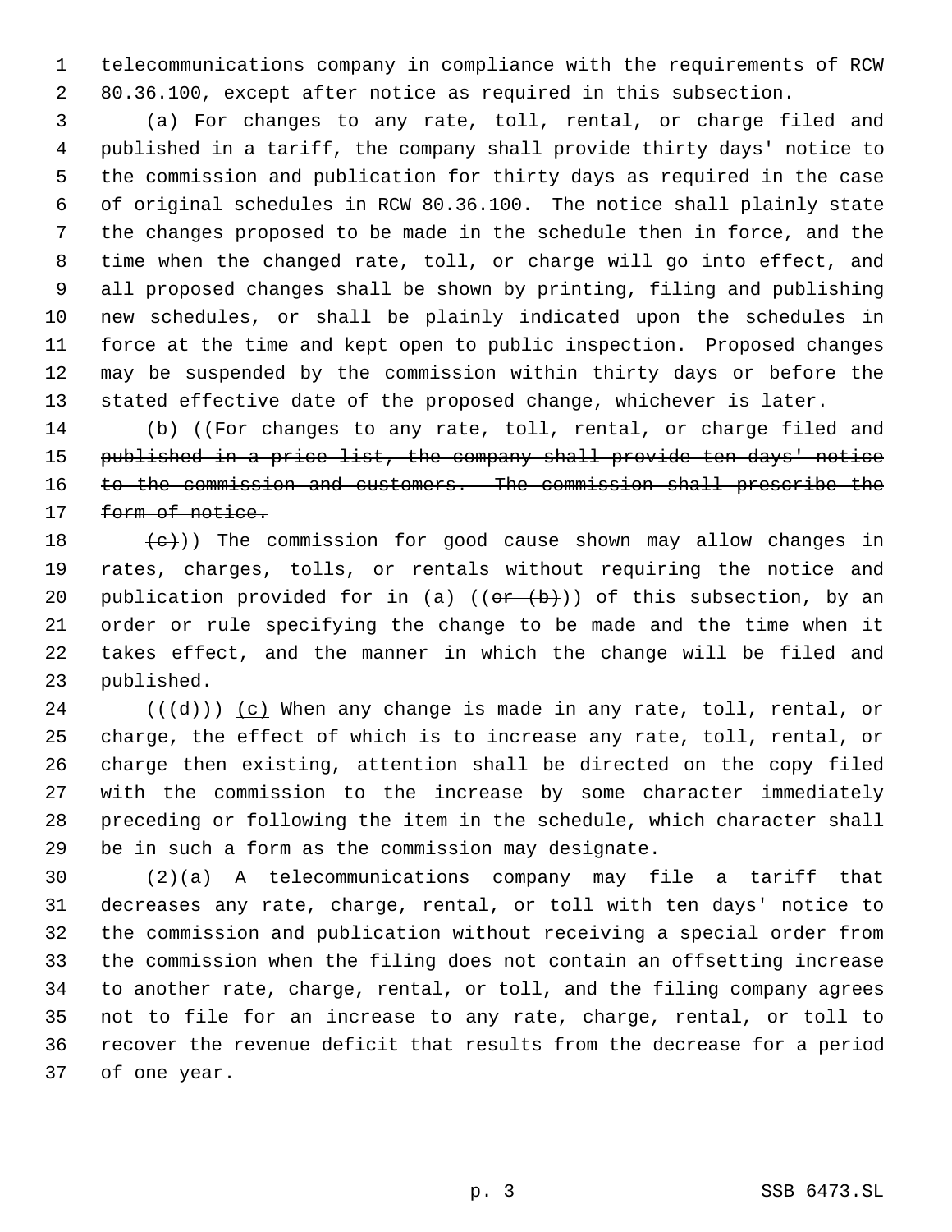telecommunications company in compliance with the requirements of RCW 80.36.100, except after notice as required in this subsection.

(a) For changes to any rate, toll, rental, or charge filed and published in a tariff, the company shall provide thirty days' notice to the commission and publication for thirty days as required in the case of original schedules in RCW 80.36.100. The notice shall plainly state the changes proposed to be made in the schedule then in force, and the time when the changed rate, toll, or charge will go into effect, and all proposed changes shall be shown by printing, filing and publishing new schedules, or shall be plainly indicated upon the schedules in force at the time and kept open to public inspection. Proposed changes may be suspended by the commission within thirty days or before the stated effective date of the proposed change, whichever is later.

(b) ((~~For changes to any rate, toll, rental, or charge filed and published in a price list, the company shall provide ten days' notice to the commission and customers. The commission shall prescribe the form of notice.~~

~~(c)~~)) The commission for good cause shown may allow changes in rates, charges, tolls, or rentals without requiring the notice and publication provided for in (a) ((~~or (b)~~)) of this subsection, by an order or rule specifying the change to be made and the time when it takes effect, and the manner in which the change will be filed and published.

((~~(d)~~)) <u>(c)</u> When any change is made in any rate, toll, rental, or charge, the effect of which is to increase any rate, toll, rental, or charge then existing, attention shall be directed on the copy filed with the commission to the increase by some character immediately preceding or following the item in the schedule, which character shall be in such a form as the commission may designate.

(2)(a) A telecommunications company may file a tariff that decreases any rate, charge, rental, or toll with ten days' notice to the commission and publication without receiving a special order from the commission when the filing does not contain an offsetting increase to another rate, charge, rental, or toll, and the filing company agrees not to file for an increase to any rate, charge, rental, or toll to recover the revenue deficit that results from the decrease for a period of one year.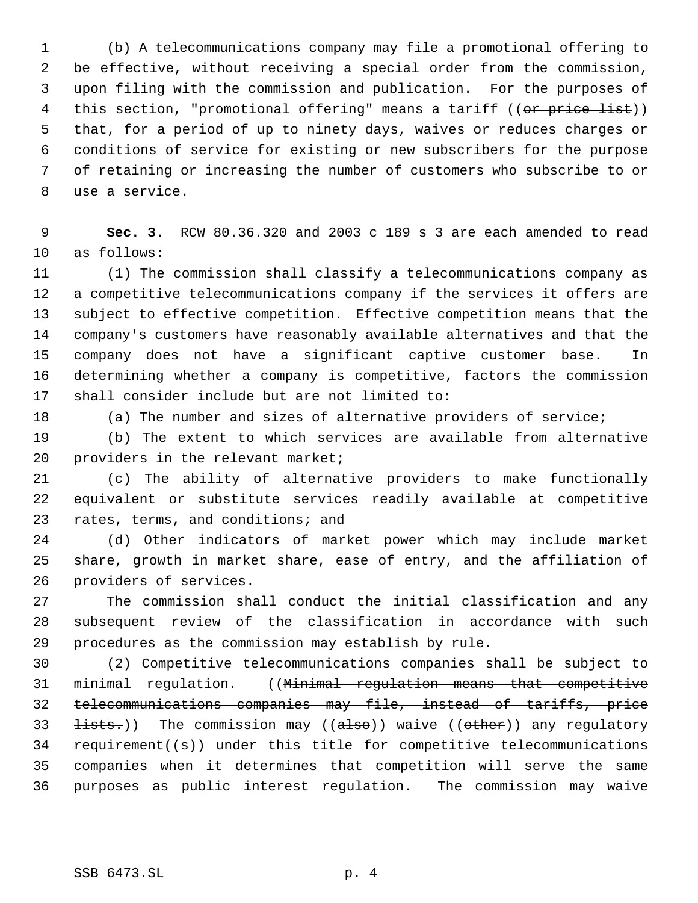(b) A telecommunications company may file a promotional offering to be effective, without receiving a special order from the commission, upon filing with the commission and publication. For the purposes of this section, "promotional offering" means a tariff ((~~or price list~~)) that, for a period of up to ninety days, waives or reduces charges or conditions of service for existing or new subscribers for the purpose of retaining or increasing the number of customers who subscribe to or use a service.

**Sec. 3.** RCW 80.36.320 and 2003 c 189 s 3 are each amended to read as follows:

(1) The commission shall classify a telecommunications company as a competitive telecommunications company if the services it offers are subject to effective competition. Effective competition means that the company's customers have reasonably available alternatives and that the company does not have a significant captive customer base. In determining whether a company is competitive, factors the commission shall consider include but are not limited to:

(a) The number and sizes of alternative providers of service;

(b) The extent to which services are available from alternative providers in the relevant market;

(c) The ability of alternative providers to make functionally equivalent or substitute services readily available at competitive rates, terms, and conditions; and

(d) Other indicators of market power which may include market share, growth in market share, ease of entry, and the affiliation of providers of services.

The commission shall conduct the initial classification and any subsequent review of the classification in accordance with such procedures as the commission may establish by rule.

(2) Competitive telecommunications companies shall be subject to minimal regulation. ((~~Minimal regulation means that competitive telecommunications companies may file, instead of tariffs, price lists.~~)) The commission may ((~~also~~)) waive ((~~other~~)) <u>any</u> regulatory requirement((~~s~~)) under this title for competitive telecommunications companies when it determines that competition will serve the same purposes as public interest regulation. The commission may waive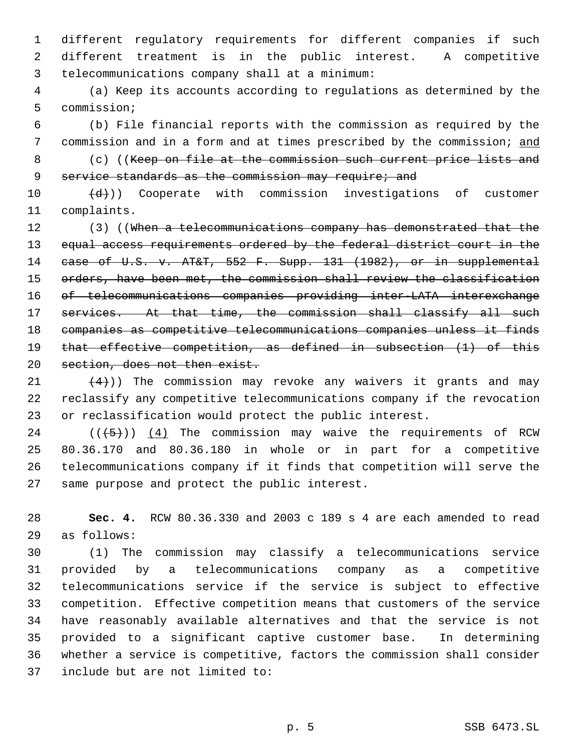different regulatory requirements for different companies if such different treatment is in the public interest. A competitive telecommunications company shall at a minimum:

(a) Keep its accounts according to regulations as determined by the commission;

(b) File financial reports with the commission as required by the commission and in a form and at times prescribed by the commission; and

(c) ((~~Keep on file at the commission such current price lists and service standards as the commission may require; and~~

~~(d)~~)) Cooperate with commission investigations of customer complaints.

(3) ((~~When a telecommunications company has demonstrated that the equal access requirements ordered by the federal district court in the case of U.S. v. AT&T, 552 F. Supp. 131 (1982), or in supplemental orders, have been met, the commission shall review the classification of telecommunications companies providing inter-LATA interexchange services. At that time, the commission shall classify all such companies as competitive telecommunications companies unless it finds that effective competition, as defined in subsection (1) of this section, does not then exist.~~

~~(4)~~)) The commission may revoke any waivers it grants and may reclassify any competitive telecommunications company if the revocation or reclassification would protect the public interest.

((~~(5)~~)) (4) The commission may waive the requirements of RCW 80.36.170 and 80.36.180 in whole or in part for a competitive telecommunications company if it finds that competition will serve the same purpose and protect the public interest.

**Sec. 4.** RCW 80.36.330 and 2003 c 189 s 4 are each amended to read as follows:

(1) The commission may classify a telecommunications service provided by a telecommunications company as a competitive telecommunications service if the service is subject to effective competition. Effective competition means that customers of the service have reasonably available alternatives and that the service is not provided to a significant captive customer base. In determining whether a service is competitive, factors the commission shall consider include but are not limited to: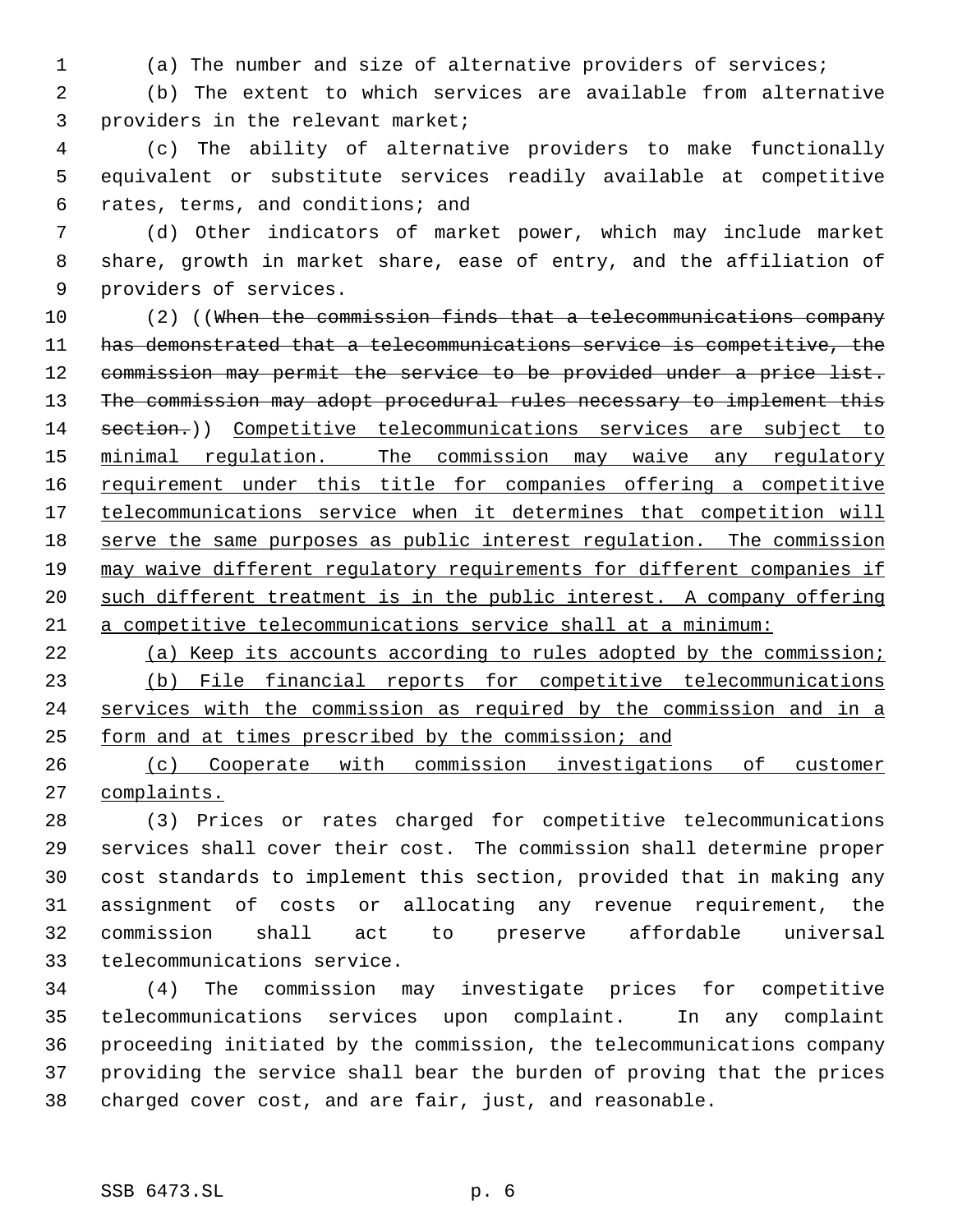(a) The number and size of alternative providers of services;

(b) The extent to which services are available from alternative providers in the relevant market;

(c) The ability of alternative providers to make functionally equivalent or substitute services readily available at competitive rates, terms, and conditions; and

(d) Other indicators of market power, which may include market share, growth in market share, ease of entry, and the affiliation of providers of services.

(2) ((~~When the commission finds that a telecommunications company has demonstrated that a telecommunications service is competitive, the commission may permit the service to be provided under a price list. The commission may adopt procedural rules necessary to implement this section.~~)) <u>Competitive telecommunications services are subject to minimal regulation. The commission may waive any regulatory requirement under this title for companies offering a competitive telecommunications service when it determines that competition will serve the same purposes as public interest regulation. The commission may waive different regulatory requirements for different companies if such different treatment is in the public interest. A company offering a competitive telecommunications service shall at a minimum:</u>

<u>(a) Keep its accounts according to rules adopted by the commission;</u>

<u>(b) File financial reports for competitive telecommunications services with the commission as required by the commission and in a form and at times prescribed by the commission; and</u>

<u>(c) Cooperate with commission investigations of customer complaints.</u>

(3) Prices or rates charged for competitive telecommunications services shall cover their cost. The commission shall determine proper cost standards to implement this section, provided that in making any assignment of costs or allocating any revenue requirement, the commission shall act to preserve affordable universal telecommunications service.

(4) The commission may investigate prices for competitive telecommunications services upon complaint. In any complaint proceeding initiated by the commission, the telecommunications company providing the service shall bear the burden of proving that the prices charged cover cost, and are fair, just, and reasonable.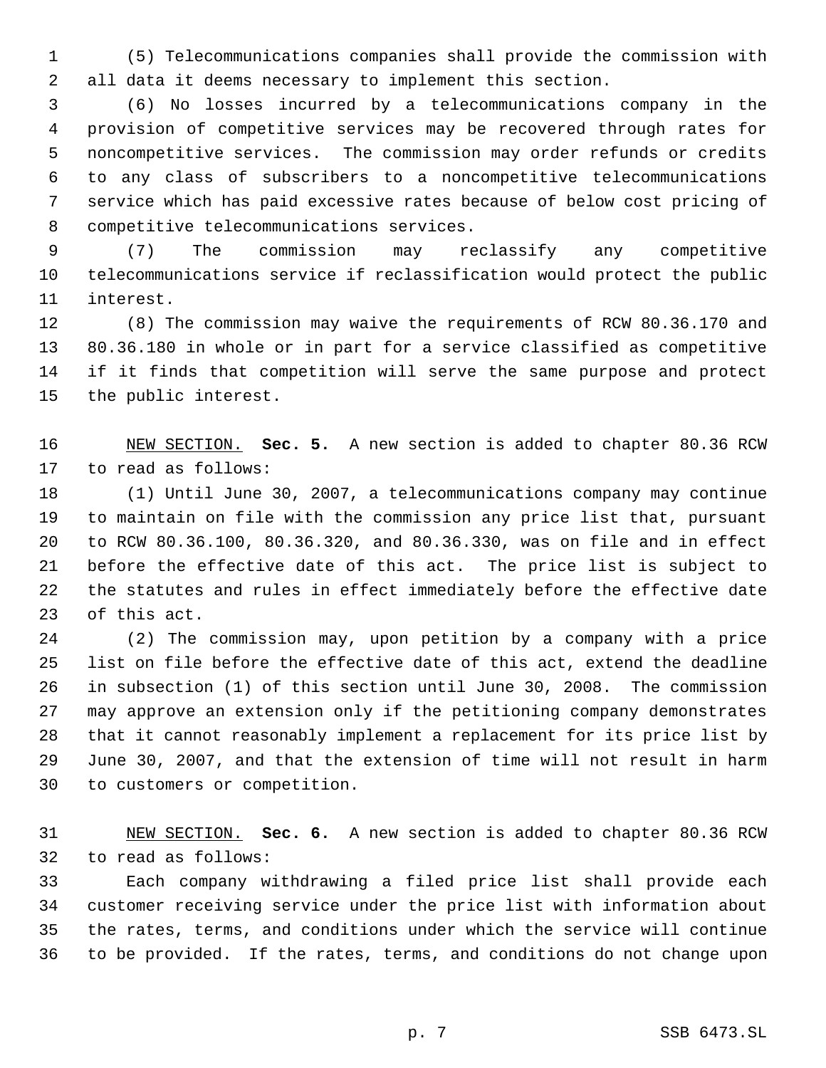(5) Telecommunications companies shall provide the commission with all data it deems necessary to implement this section.

(6) No losses incurred by a telecommunications company in the provision of competitive services may be recovered through rates for noncompetitive services. The commission may order refunds or credits to any class of subscribers to a noncompetitive telecommunications service which has paid excessive rates because of below cost pricing of competitive telecommunications services.

(7) The commission may reclassify any competitive telecommunications service if reclassification would protect the public interest.

(8) The commission may waive the requirements of RCW 80.36.170 and 80.36.180 in whole or in part for a service classified as competitive if it finds that competition will serve the same purpose and protect the public interest.

NEW SECTION. **Sec. 5.** A new section is added to chapter 80.36 RCW to read as follows:

(1) Until June 30, 2007, a telecommunications company may continue to maintain on file with the commission any price list that, pursuant to RCW 80.36.100, 80.36.320, and 80.36.330, was on file and in effect before the effective date of this act. The price list is subject to the statutes and rules in effect immediately before the effective date of this act.

(2) The commission may, upon petition by a company with a price list on file before the effective date of this act, extend the deadline in subsection (1) of this section until June 30, 2008. The commission may approve an extension only if the petitioning company demonstrates that it cannot reasonably implement a replacement for its price list by June 30, 2007, and that the extension of time will not result in harm to customers or competition.

NEW SECTION. **Sec. 6.** A new section is added to chapter 80.36 RCW to read as follows:

Each company withdrawing a filed price list shall provide each customer receiving service under the price list with information about the rates, terms, and conditions under which the service will continue to be provided. If the rates, terms, and conditions do not change upon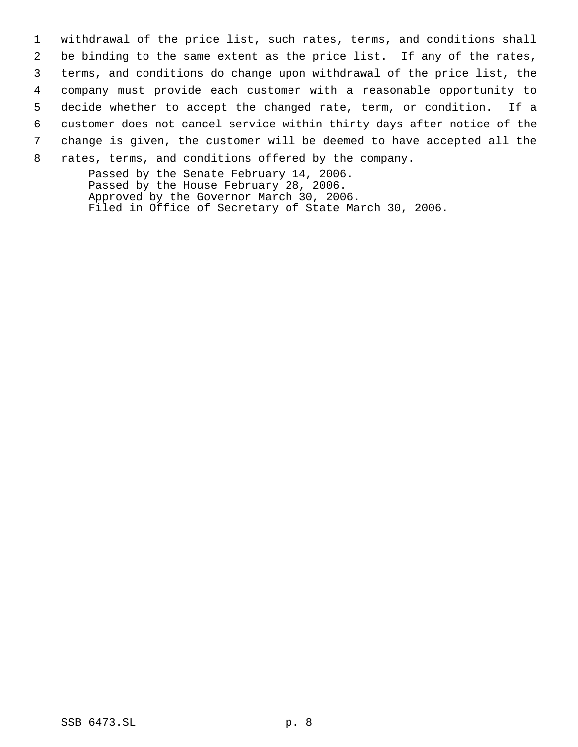withdrawal of the price list, such rates, terms, and conditions shall be binding to the same extent as the price list. If any of the rates, terms, and conditions do change upon withdrawal of the price list, the company must provide each customer with a reasonable opportunity to decide whether to accept the changed rate, term, or condition. If a customer does not cancel service within thirty days after notice of the change is given, the customer will be deemed to have accepted all the rates, terms, and conditions offered by the company.

Passed by the Senate February 14, 2006.
Passed by the House February 28, 2006.
Approved by the Governor March 30, 2006.
Filed in Office of Secretary of State March 30, 2006.